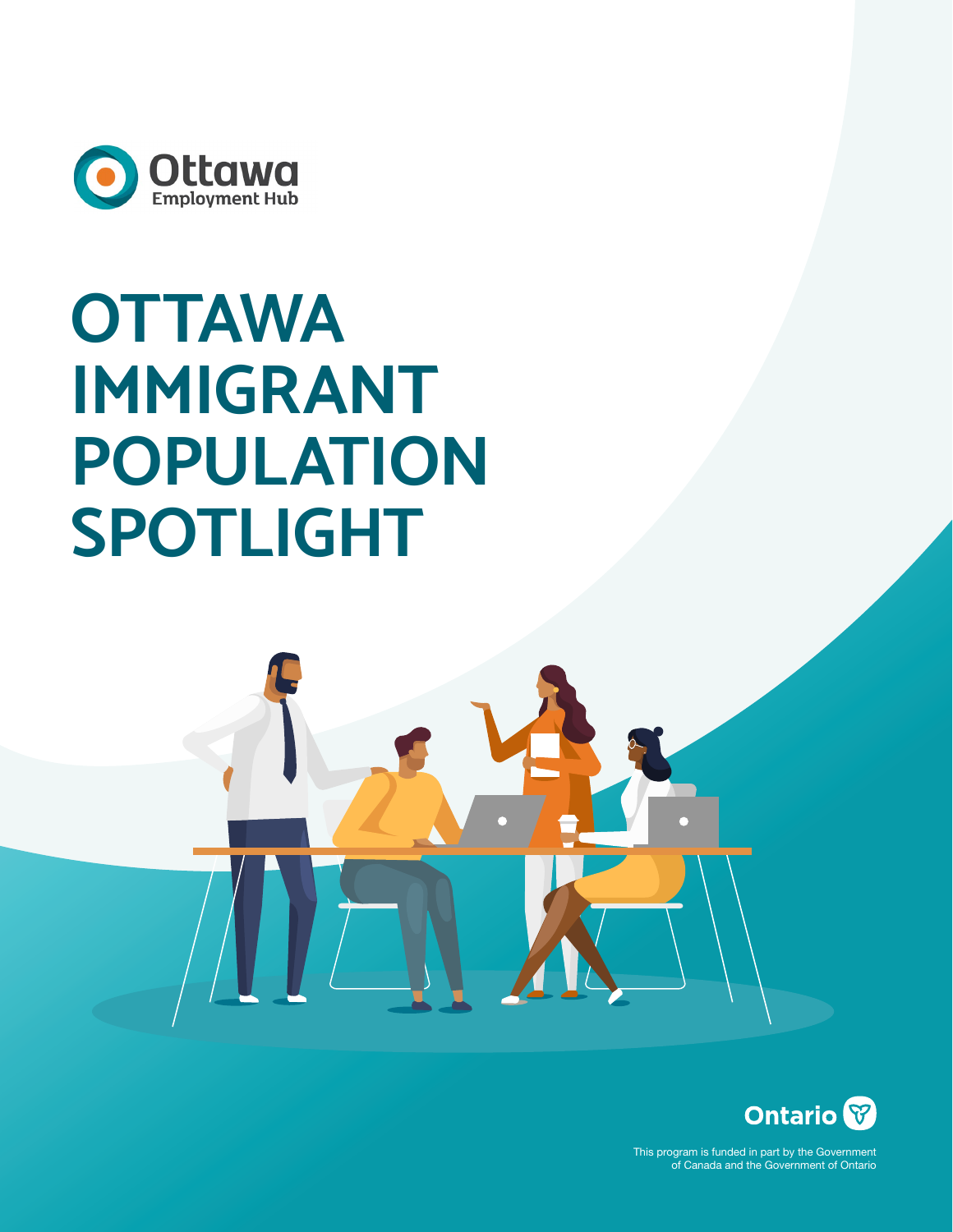Ottawa Employment Hub

# OTTAWA IMMIGRANT POPULATION SPOTLIGHT

Ontario

This program is funded in part by the Government of Canada and the Government of Ontario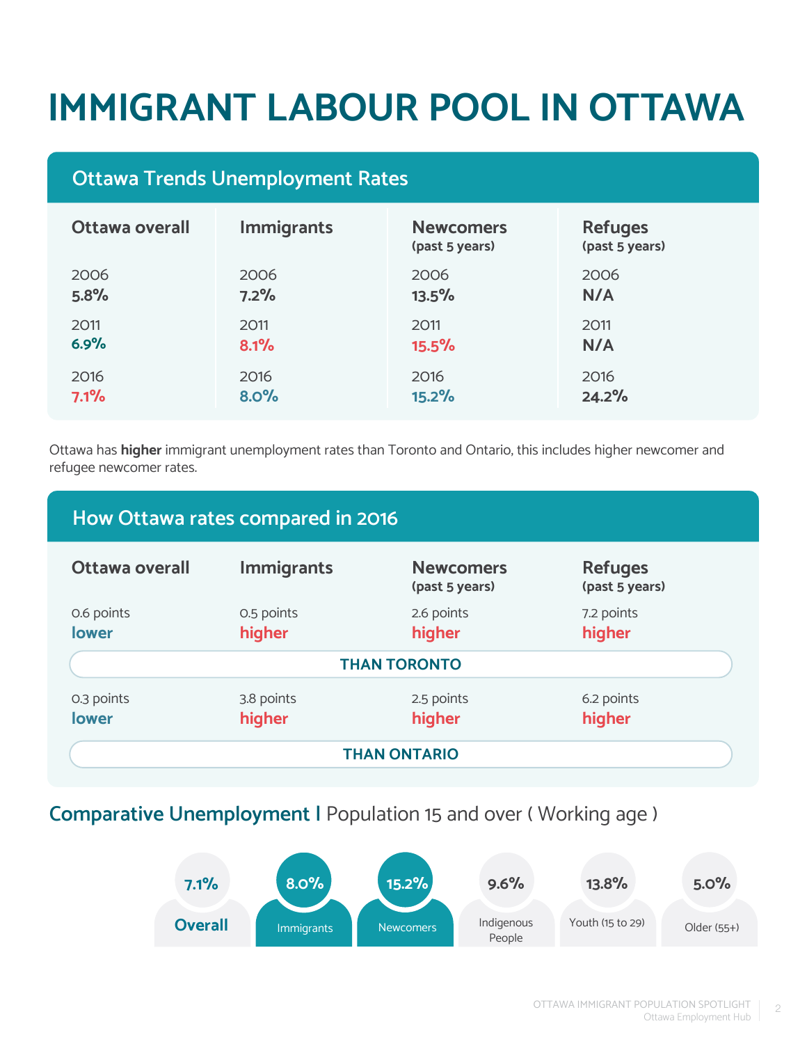# IMMIGRANT LABOUR POOL IN OTTAWA

## Ottawa Trends Unemployment Rates

| Year | Ottawa overall | Immigrants | Newcomers (past 5 years) | Refuges (past 5 years) |
|---|---|---|---|---|
| 2006 | **5.8%** | **7.2%** | **13.5%** | **N/A** |
| 2011 | **6.9%** | **8.1%** | **15.5%** | **N/A** |
| 2016 | **7.1%** | **8.0%** | **15.2%** | **24.2%** |

Ottawa has **higher** immigrant unemployment rates than Toronto and Ontario, this includes higher newcomer and refugee newcomer rates.

## How Ottawa rates compared in 2016

| | Ottawa overall | Immigrants | Newcomers (past 5 years) | Refuges (past 5 years) |
|---|---|---|---|---|
| THAN TORONTO | 0.6 points **lower** | 0.5 points **higher** | 2.6 points **higher** | 7.2 points **higher** |
| THAN ONTARIO | 0.3 points **lower** | 3.8 points **higher** | 2.5 points **higher** | 6.2 points **higher** |

## Comparative Unemployment | Population 15 and over ( Working age )

| Overall | Immigrants | Newcomers | Indigenous People | Youth (15 to 29) | Older (55+) |
|---|---|---|---|---|---|
| 7.1% | 8.0% | 15.2% | 9.6% | 13.8% | 5.0% |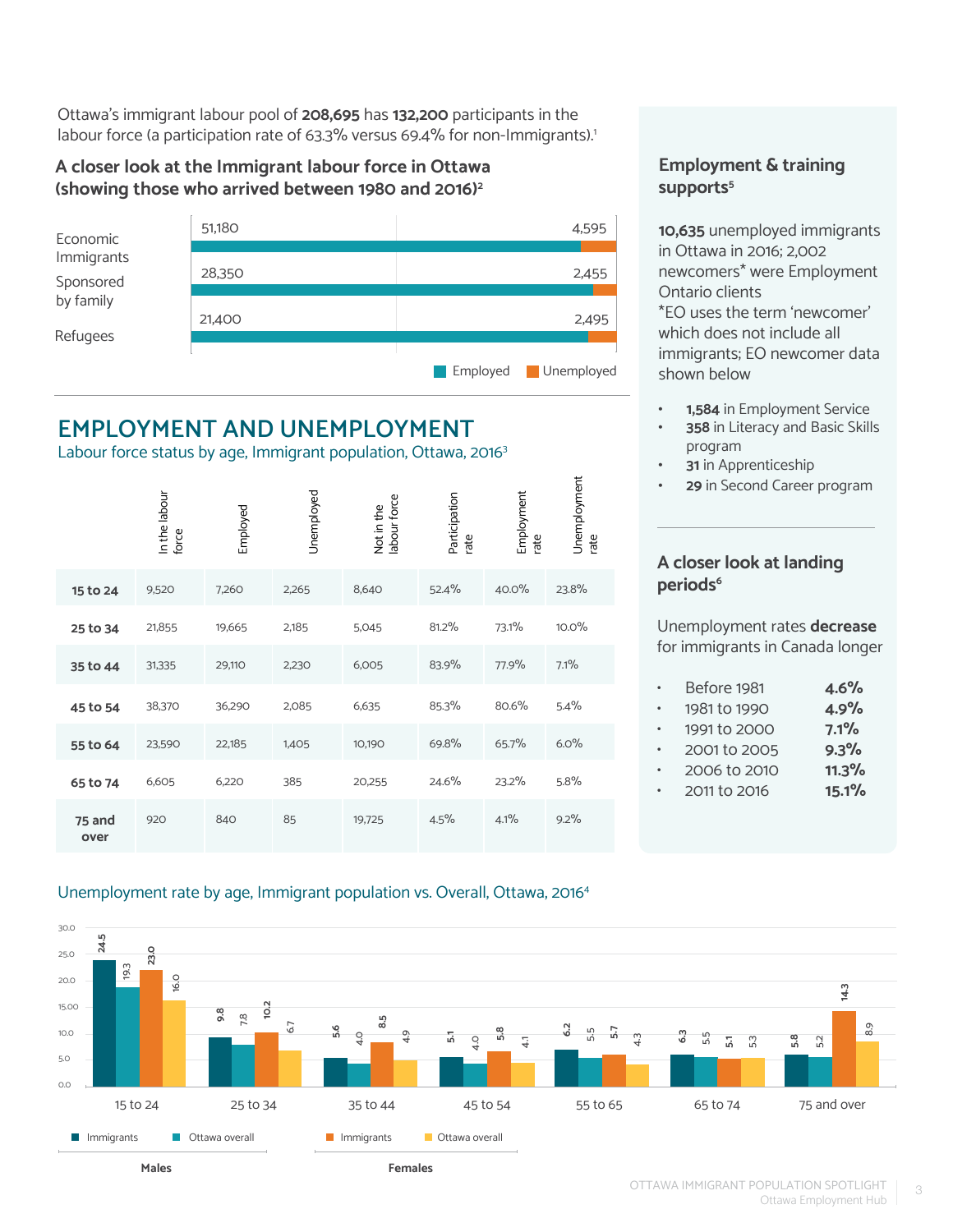Ottawa's immigrant labour pool of **208,695** has **132,200** participants in the labour force (a participation rate of 63.3% versus 69.4% for non-Immigrants).[1]

### A closer look at the Immigrant labour force in Ottawa (showing those who arrived between 1980 and 2016)[2]

| | Employed | Unemployed |
|---|---|---|
| Economic Immigrants | 51,180 | 4,595 |
| Sponsored by family | 28,350 | 2,455 |
| Refugees | 21,400 | 2,495 |

## EMPLOYMENT AND UNEMPLOYMENT

Labour force status by age, Immigrant population, Ottawa, 2016[3]

| | In the labour force | Employed | Unemployed | Not in the labour force | Participation rate | Employment rate | Unemployment rate |
|---|---|---|---|---|---|---|---|
| **15 to 24** | 9,520 | 7,260 | 2,265 | 8,640 | 52.4% | 40.0% | 23.8% |
| **25 to 34** | 21,855 | 19,665 | 2,185 | 5,045 | 81.2% | 73.1% | 10.0% |
| **35 to 44** | 31,335 | 29,110 | 2,230 | 6,005 | 83.9% | 77.9% | 7.1% |
| **45 to 54** | 38,370 | 36,290 | 2,085 | 6,635 | 85.3% | 80.6% | 5.4% |
| **55 to 64** | 23,590 | 22,185 | 1,405 | 10,190 | 69.8% | 65.7% | 6.0% |
| **65 to 74** | 6,605 | 6,220 | 385 | 20,255 | 24.6% | 23.2% | 5.8% |
| **75 and over** | 920 | 840 | 85 | 19,725 | 4.5% | 4.1% | 9.2% |

Unemployment rate by age, Immigrant population vs. Overall, Ottawa, 2016[4]

| | Males – Immigrants | Males – Ottawa overall | Females – Immigrants | Females – Ottawa overall |
|---|---|---|---|---|
| 15 to 24 | 24.5 | 19.3 | 23.0 | 16.0 |
| 25 to 34 | 9.8 | 7.8 | 10.2 | 6.7 |
| 35 to 44 | 5.6 | 4.0 | 8.5 | 4.9 |
| 45 to 54 | 5.1 | 4.0 | 5.8 | 4.1 |
| 55 to 65 | 6.2 | 5.5 | 5.7 | 4.3 |
| 65 to 74 | 6.3 | 5.5 | 5.1 | 5.3 |
| 75 and over | 5.8 | 5.2 | 14.3 | 8.9 |

### Employment & training supports[5]

**10,635** unemployed immigrants in Ottawa in 2016; 2,002 newcomers* were Employment Ontario clients
*EO uses the term 'newcomer' which does not include all immigrants; EO newcomer data shown below

- **1,584** in Employment Service
- **358** in Literacy and Basic Skills program
- **31** in Apprenticeship
- **29** in Second Career program

### A closer look at landing periods[6]

Unemployment rates **decrease** for immigrants in Canada longer

- Before 1981 **4.6%**
- 1981 to 1990 **4.9%**
- 1991 to 2000 **7.1%**
- 2001 to 2005 **9.3%**
- 2006 to 2010 **11.3%**
- 2011 to 2016 **15.1%**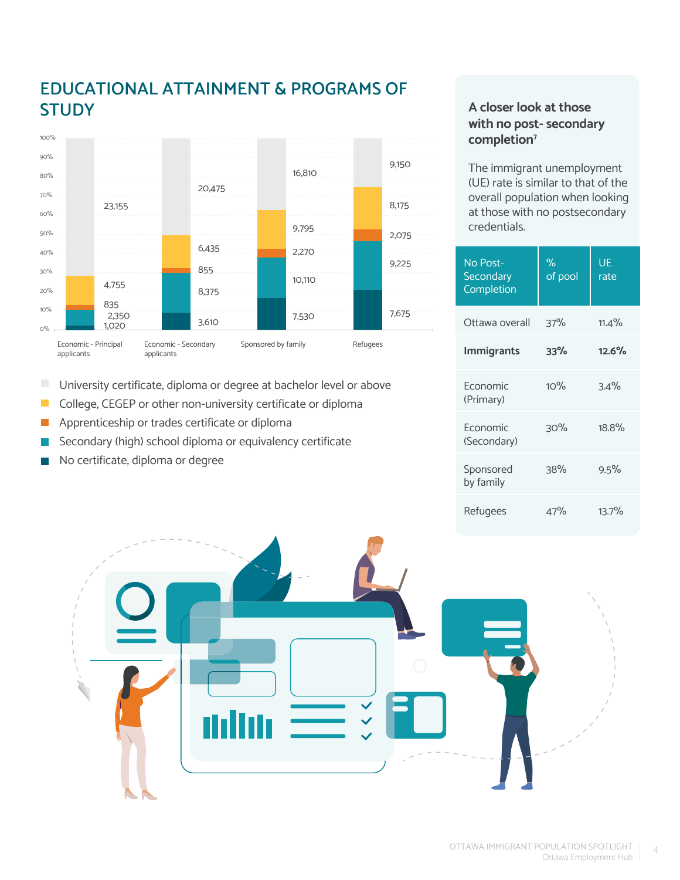## EDUCATIONAL ATTAINMENT & PROGRAMS OF STUDY

| | Economic - Principal applicants | Economic - Secondary applicants | Sponsored by family | Refugees |
|---|---|---|---|---|
| University certificate, diploma or degree at bachelor level or above | 23,155 | 20,475 | 16,810 | 9,150 |
| College, CEGEP or other non-university certificate or diploma | 4,755 | 6,435 | 9,795 | 8,175 |
| Apprenticeship or trades certificate or diploma | 835 | 855 | 2,270 | 2,075 |
| Secondary (high) school diploma or equivalency certificate | 2,350 | 8,375 | 10,110 | 9,225 |
| No certificate, diploma or degree | 1,020 | 3,610 | 7,530 | 7,675 |

### A closer look at those with no post- secondary completion[7]

The immigrant unemployment (UE) rate is similar to that of the overall population when looking at those with no postsecondary credentials.

| No Post-Secondary Completion | % of pool | UE rate |
|---|---|---|
| Ottawa overall | 37% | 11.4% |
| **Immigrants** | **33%** | **12.6%** |
| Economic (Primary) | 10% | 3.4% |
| Economic (Secondary) | 30% | 18.8% |
| Sponsored by family | 38% | 9.5% |
| Refugees | 47% | 13.7% |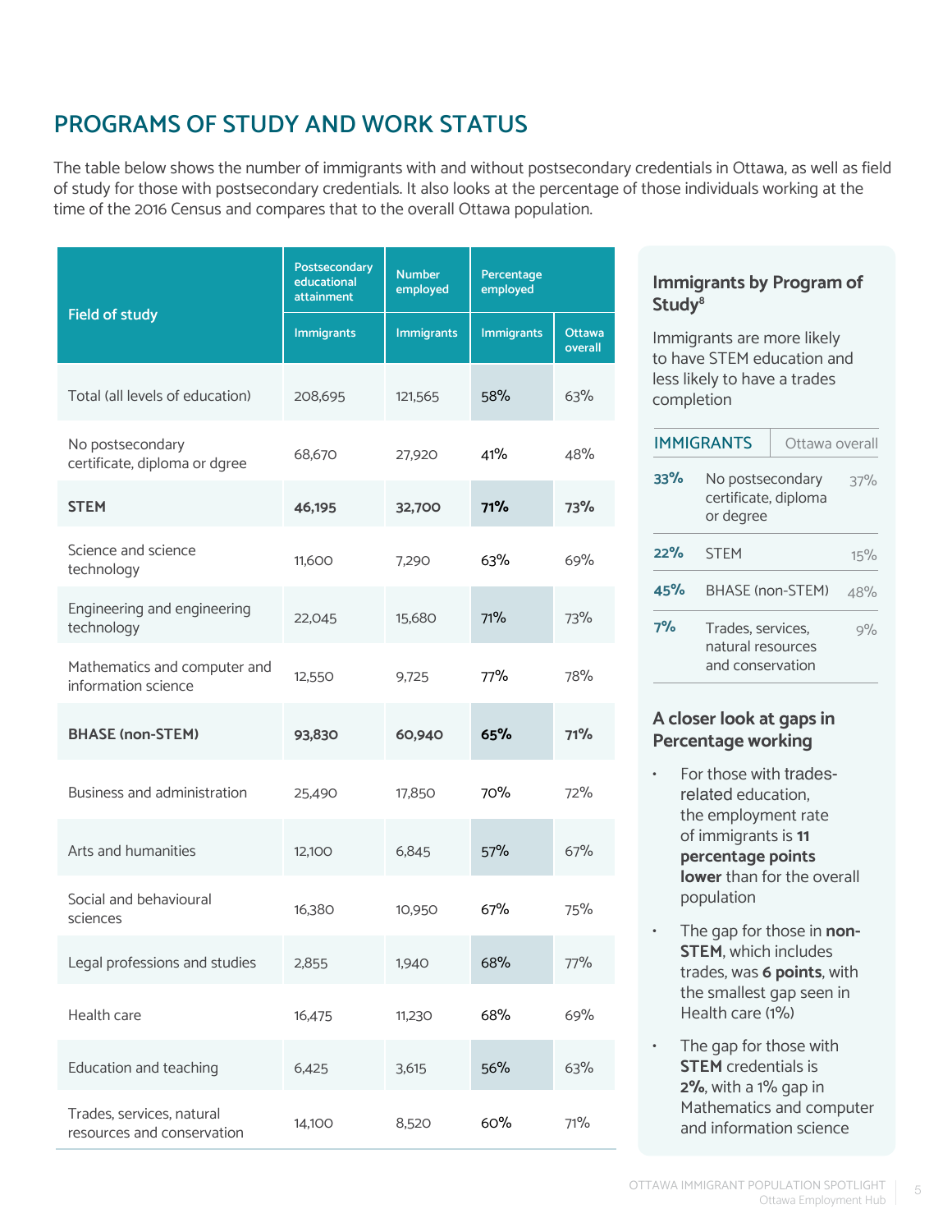## PROGRAMS OF STUDY AND WORK STATUS

The table below shows the number of immigrants with and without postsecondary credentials in Ottawa, as well as field of study for those with postsecondary credentials. It also looks at the percentage of those individuals working at the time of the 2016 Census and compares that to the overall Ottawa population.

| Field of study | Postsecondary educational attainment | Number employed | Percentage employed | |
|---|---|---|---|---|
| | Immigrants | Immigrants | Immigrants | Ottawa overall |
| Total (all levels of education) | 208,695 | 121,565 | 58% | 63% |
| No postsecondary certificate, diploma or dgree | 68,670 | 27,920 | 41% | 48% |
| **STEM** | **46,195** | **32,700** | **71%** | **73%** |
| Science and science technology | 11,600 | 7,290 | 63% | 69% |
| Engineering and engineering technology | 22,045 | 15,680 | 71% | 73% |
| Mathematics and computer and information science | 12,550 | 9,725 | 77% | 78% |
| **BHASE (non-STEM)** | **93,830** | **60,940** | **65%** | **71%** |
| Business and administration | 25,490 | 17,850 | 70% | 72% |
| Arts and humanities | 12,100 | 6,845 | 57% | 67% |
| Social and behavioural sciences | 16,380 | 10,950 | 67% | 75% |
| Legal professions and studies | 2,855 | 1,940 | 68% | 77% |
| Health care | 16,475 | 11,230 | 68% | 69% |
| Education and teaching | 6,425 | 3,615 | 56% | 63% |
| Trades, services, natural resources and conservation | 14,100 | 8,520 | 60% | 71% |

### Immigrants by Program of Study[8]

Immigrants are more likely to have STEM education and less likely to have a trades completion

| IMMIGRANTS | | Ottawa overall |
|---|---|---|
| 33% | No postsecondary certificate, diploma or degree | 37% |
| 22% | STEM | 15% |
| 45% | BHASE (non-STEM) | 48% |
| 7% | Trades, services, natural resources and conservation | 9% |

### A closer look at gaps in Percentage working

- For those with trades-related education, the employment rate of immigrants is **11 percentage points lower** than for the overall population
- The gap for those in **non-STEM**, which includes trades, was **6 points**, with the smallest gap seen in Health care (1%)
- The gap for those with **STEM** credentials is **2%**, with a 1% gap in Mathematics and computer and information science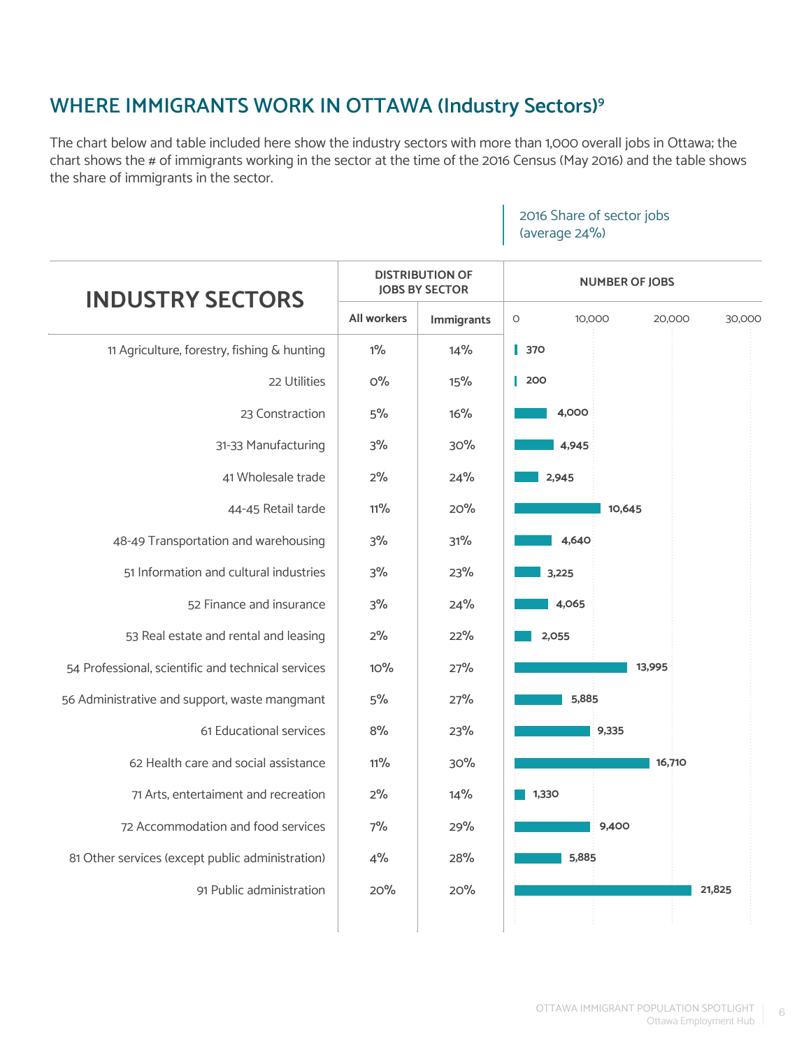## WHERE IMMIGRANTS WORK IN OTTAWA (Industry Sectors)[9]

The chart below and table included here show the industry sectors with more than 1,000 overall jobs in Ottawa; the chart shows the # of immigrants working in the sector at the time of the 2016 Census (May 2016) and the table shows the share of immigrants in the sector.

2016 Share of sector jobs (average 24%)

| INDUSTRY SECTORS | DISTRIBUTION OF JOBS BY SECTOR | | NUMBER OF JOBS |
|---|---|---|---|
| | All workers | Immigrants | |
| 11 Agriculture, forestry, fishing & hunting | 1% | 14% | 370 |
| 22 Utilities | 0% | 15% | 200 |
| 23 Constraction | 5% | 16% | 4,000 |
| 31-33 Manufacturing | 3% | 30% | 4,945 |
| 41 Wholesale trade | 2% | 24% | 2,945 |
| 44-45 Retail tarde | 11% | 20% | 10,645 |
| 48-49 Transportation and warehousing | 3% | 31% | 4,640 |
| 51 Information and cultural industries | 3% | 23% | 3,225 |
| 52 Finance and insurance | 3% | 24% | 4,065 |
| 53 Real estate and rental and leasing | 2% | 22% | 2,055 |
| 54 Professional, scientific and technical services | 10% | 27% | 13,995 |
| 56 Administrative and support, waste mangmant | 5% | 27% | 5,885 |
| 61 Educational services | 8% | 23% | 9,335 |
| 62 Health care and social assistance | 11% | 30% | 16,710 |
| 71 Arts, entertaiment and recreation | 2% | 14% | 1,330 |
| 72 Accommodation and food services | 7% | 29% | 9,400 |
| 81 Other services (except public administration) | 4% | 28% | 5,885 |
| 91 Public administration | 20% | 20% | 21,825 |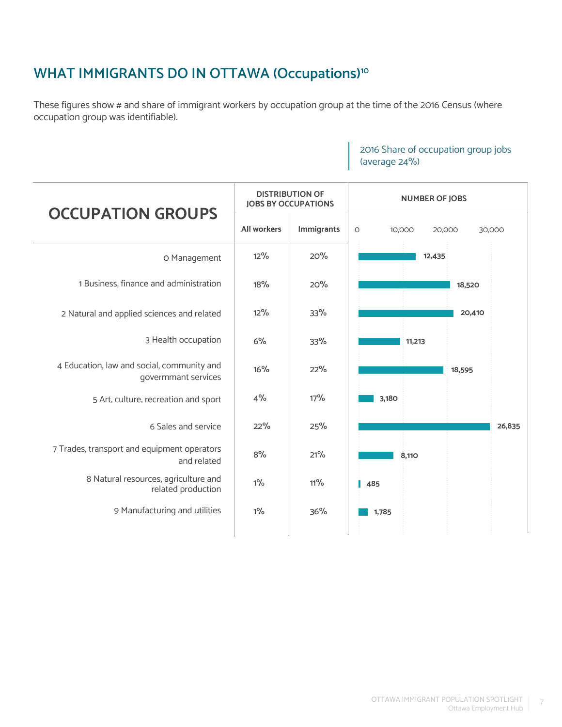## WHAT IMMIGRANTS DO IN OTTAWA (Occupations)[10]

These figures show # and share of immigrant workers by occupation group at the time of the 2016 Census (where occupation group was identifiable).

2016 Share of occupation group jobs (average 24%)

| OCCUPATION GROUPS | DISTRIBUTION OF JOBS BY OCCUPATIONS | | NUMBER OF JOBS |
|---|---|---|---|
| | All workers | Immigrants | |
| 0 Management | 12% | 20% | 12,435 |
| 1 Business, finance and administration | 18% | 20% | 18,520 |
| 2 Natural and applied sciences and related | 12% | 33% | 20,410 |
| 3 Health occupation | 6% | 33% | 11,213 |
| 4 Education, law and social, community and govermmant services | 16% | 22% | 18,595 |
| 5 Art, culture, recreation and sport | 4% | 17% | 3,180 |
| 6 Sales and service | 22% | 25% | 26,835 |
| 7 Trades, transport and equipment operators and related | 8% | 21% | 8,110 |
| 8 Natural resources, agriculture and related production | 1% | 11% | 485 |
| 9 Manufacturing and utilities | 1% | 36% | 1,785 |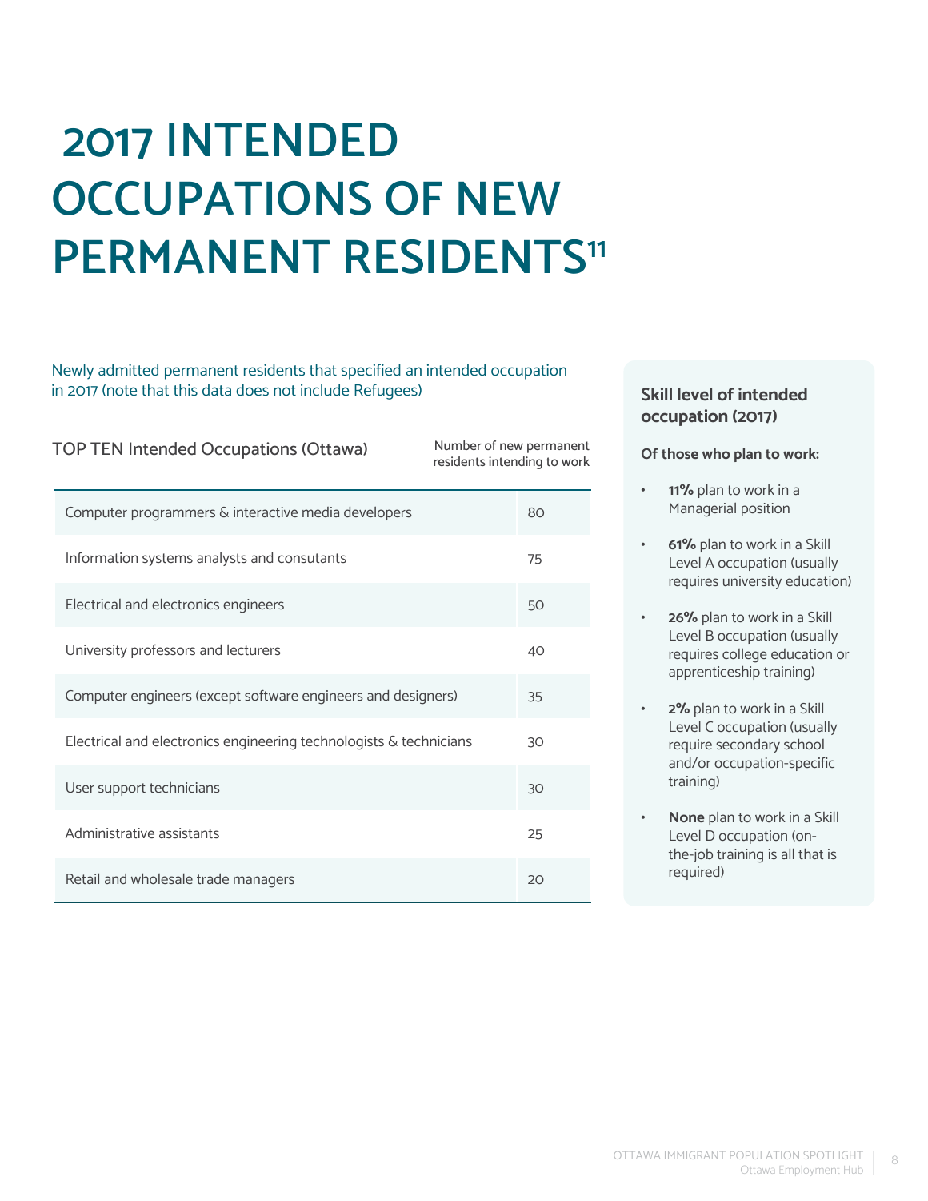# 2017 INTENDED OCCUPATIONS OF NEW PERMANENT RESIDENTS[11]

Newly admitted permanent residents that specified an intended occupation in 2017 (note that this data does not include Refugees)

| TOP TEN Intended Occupations (Ottawa) | Number of new permanent residents intending to work |
|---|---|
| Computer programmers & interactive media developers | 80 |
| Information systems analysts and consutants | 75 |
| Electrical and electronics engineers | 50 |
| University professors and lecturers | 40 |
| Computer engineers (except software engineers and designers) | 35 |
| Electrical and electronics engineering technologists & technicians | 30 |
| User support technicians | 30 |
| Administrative assistants | 25 |
| Retail and wholesale trade managers | 20 |

### Skill level of intended occupation (2017)

**Of those who plan to work:**

- **11%** plan to work in a Managerial position
- **61%** plan to work in a Skill Level A occupation (usually requires university education)
- **26%** plan to work in a Skill Level B occupation (usually requires college education or apprenticeship training)
- **2%** plan to work in a Skill Level C occupation (usually require secondary school and/or occupation-specific training)
- **None** plan to work in a Skill Level D occupation (on-the-job training is all that is required)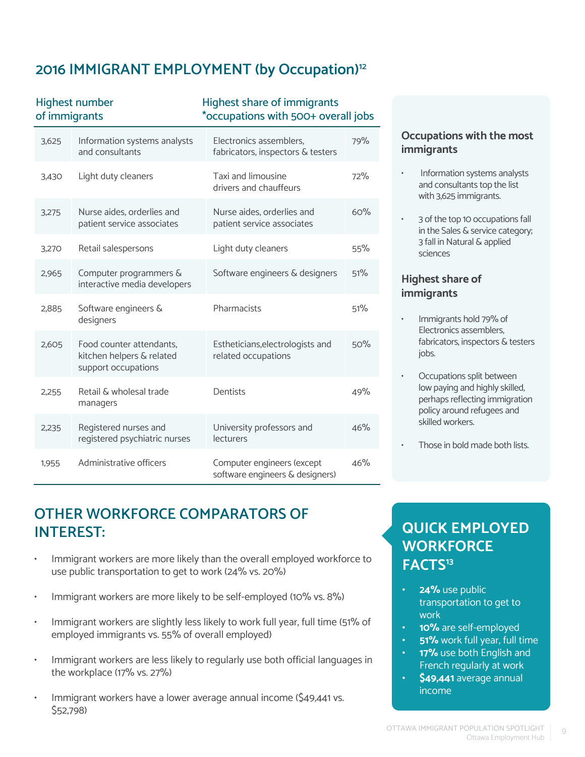## 2016 IMMIGRANT EMPLOYMENT (by Occupation)[12]

| Highest number of immigrants | | Highest share of immigrants *occupations with 500+ overall jobs | |
|---|---|---|---|
| 3,625 | Information systems analysts and consultants | Electronics assemblers, fabricators, inspectors & testers | 79% |
| 3,430 | Light duty cleaners | Taxi and limousine drivers and chauffeurs | 72% |
| 3,275 | Nurse aides, orderlies and patient service associates | Nurse aides, orderlies and patient service associates | 60% |
| 3,270 | Retail salespersons | Light duty cleaners | 55% |
| 2,965 | Computer programmers & interactive media developers | Software engineers & designers | 51% |
| 2,885 | Software engineers & designers | Pharmacists | 51% |
| 2,605 | Food counter attendants, kitchen helpers & related support occupations | Estheticians,electrologists and related occupations | 50% |
| 2,255 | Retail & wholesal trade managers | Dentists | 49% |
| 2,235 | Registered nurses and registered psychiatric nurses | University professors and lecturers | 46% |
| 1,955 | Administrative officers | Computer engineers (except software engineers & designers) | 46% |

### Occupations with the most immigrants

- Information systems analysts and consultants top the list with 3,625 immigrants.
- 3 of the top 10 occupations fall in the Sales & service category; 3 fall in Natural & applied sciences

### Highest share of immigrants

- Immigrants hold 79% of Electronics assemblers, fabricators, inspectors & testers jobs.
- Occupations split between low paying and highly skilled, perhaps reflecting immigration policy around refugees and skilled workers.
- Those in bold made both lists.

## OTHER WORKFORCE COMPARATORS OF INTEREST:

- Immigrant workers are more likely than the overall employed workforce to use public transportation to get to work (24% vs. 20%)
- Immigrant workers are more likely to be self-employed (10% vs. 8%)
- Immigrant workers are slightly less likely to work full year, full time (51% of employed immigrants vs. 55% of overall employed)
- Immigrant workers are less likely to regularly use both official languages in the workplace (17% vs. 27%)
- Immigrant workers have a lower average annual income ($49,441 vs. $52,798)

## QUICK EMPLOYED WORKFORCE FACTS[13]

- **24%** use public transportation to get to work
- **10%** are self-employed
- **51%** work full year, full time
- **17%** use both English and French regularly at work
- **$49,441** average annual income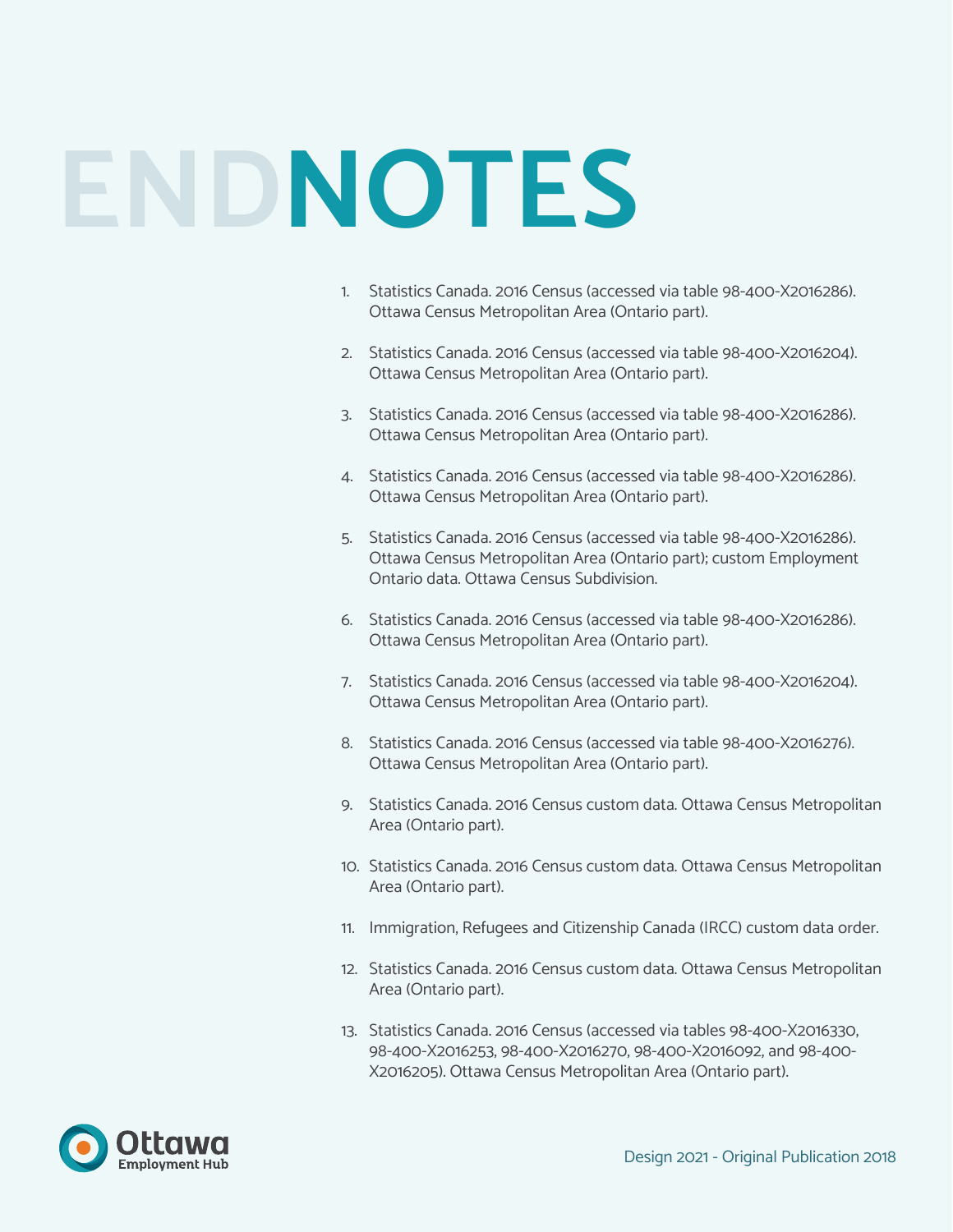# ENDNOTES

1. Statistics Canada. 2016 Census (accessed via table 98-400-X2016286). Ottawa Census Metropolitan Area (Ontario part).

2. Statistics Canada. 2016 Census (accessed via table 98-400-X2016204). Ottawa Census Metropolitan Area (Ontario part).

3. Statistics Canada. 2016 Census (accessed via table 98-400-X2016286). Ottawa Census Metropolitan Area (Ontario part).

4. Statistics Canada. 2016 Census (accessed via table 98-400-X2016286). Ottawa Census Metropolitan Area (Ontario part).

5. Statistics Canada. 2016 Census (accessed via table 98-400-X2016286). Ottawa Census Metropolitan Area (Ontario part); custom Employment Ontario data. Ottawa Census Subdivision.

6. Statistics Canada. 2016 Census (accessed via table 98-400-X2016286). Ottawa Census Metropolitan Area (Ontario part).

7. Statistics Canada. 2016 Census (accessed via table 98-400-X2016204). Ottawa Census Metropolitan Area (Ontario part).

8. Statistics Canada. 2016 Census (accessed via table 98-400-X2016276). Ottawa Census Metropolitan Area (Ontario part).

9. Statistics Canada. 2016 Census custom data. Ottawa Census Metropolitan Area (Ontario part).

10. Statistics Canada. 2016 Census custom data. Ottawa Census Metropolitan Area (Ontario part).

11. Immigration, Refugees and Citizenship Canada (IRCC) custom data order.

12. Statistics Canada. 2016 Census custom data. Ottawa Census Metropolitan Area (Ontario part).

13. Statistics Canada. 2016 Census (accessed via tables 98-400-X2016330, 98-400-X2016253, 98-400-X2016270, 98-400-X2016092, and 98-400-X2016205). Ottawa Census Metropolitan Area (Ontario part).

Ottawa Employment Hub

Design 2021 - Original Publication 2018